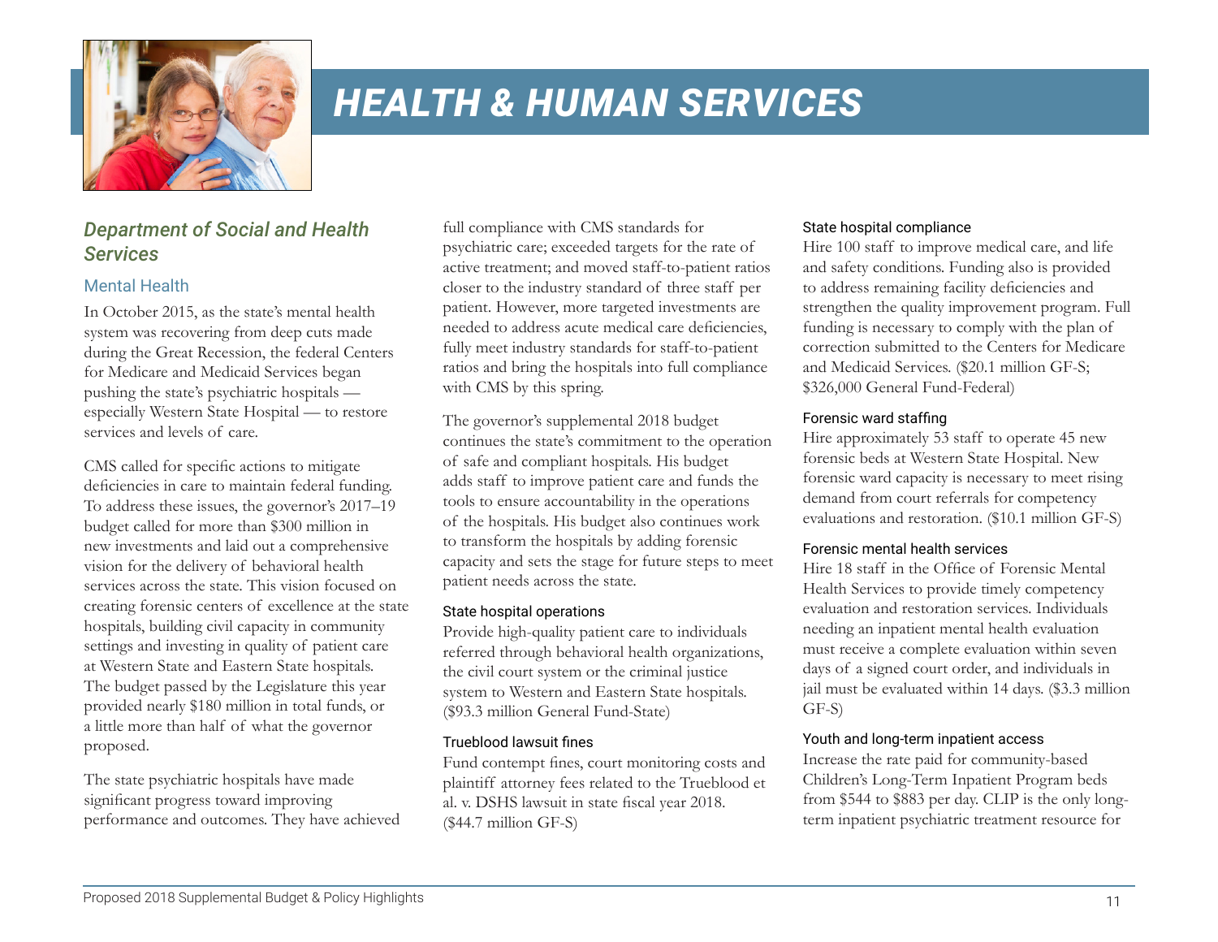# HEALTH & HUMAN SERVICES

## Department of Social and Health Services

### Mental Health

In October 2015, as the state's mental health system was recovering from deep cuts made during the Great Recession, the federal Centers for Medicare and Medicaid Services began pushing the state's psychiatric hospitals — especially Western State Hospital — to restore services and levels of care.

CMS called for specific actions to mitigate deficiencies in care to maintain federal funding. To address these issues, the governor's 2017–19 budget called for more than $300 million in new investments and laid out a comprehensive vision for the delivery of behavioral health services across the state. This vision focused on creating forensic centers of excellence at the state hospitals, building civil capacity in community settings and investing in quality of patient care at Western State and Eastern State hospitals. The budget passed by the Legislature this year provided nearly $180 million in total funds, or a little more than half of what the governor proposed.

The state psychiatric hospitals have made significant progress toward improving performance and outcomes. They have achieved full compliance with CMS standards for psychiatric care; exceeded targets for the rate of active treatment; and moved staff-to-patient ratios closer to the industry standard of three staff per patient. However, more targeted investments are needed to address acute medical care deficiencies, fully meet industry standards for staff-to-patient ratios and bring the hospitals into full compliance with CMS by this spring.

The governor's supplemental 2018 budget continues the state's commitment to the operation of safe and compliant hospitals. His budget adds staff to improve patient care and funds the tools to ensure accountability in the operations of the hospitals. His budget also continues work to transform the hospitals by adding forensic capacity and sets the stage for future steps to meet patient needs across the state.

#### State hospital operations

Provide high-quality patient care to individuals referred through behavioral health organizations, the civil court system or the criminal justice system to Western and Eastern State hospitals. ($93.3 million General Fund-State)

#### Trueblood lawsuit fines

Fund contempt fines, court monitoring costs and plaintiff attorney fees related to the Trueblood et al. v. DSHS lawsuit in state fiscal year 2018. ($44.7 million GF-S)

#### State hospital compliance

Hire 100 staff to improve medical care, and life and safety conditions. Funding also is provided to address remaining facility deficiencies and strengthen the quality improvement program. Full funding is necessary to comply with the plan of correction submitted to the Centers for Medicare and Medicaid Services. ($20.1 million GF-S; $326,000 General Fund-Federal)

#### Forensic ward staffing

Hire approximately 53 staff to operate 45 new forensic beds at Western State Hospital. New forensic ward capacity is necessary to meet rising demand from court referrals for competency evaluations and restoration. ($10.1 million GF-S)

#### Forensic mental health services

Hire 18 staff in the Office of Forensic Mental Health Services to provide timely competency evaluation and restoration services. Individuals needing an inpatient mental health evaluation must receive a complete evaluation within seven days of a signed court order, and individuals in jail must be evaluated within 14 days. ($3.3 million GF-S)

#### Youth and long-term inpatient access

Increase the rate paid for community-based Children's Long-Term Inpatient Program beds from $544 to $883 per day. CLIP is the only long-term inpatient psychiatric treatment resource for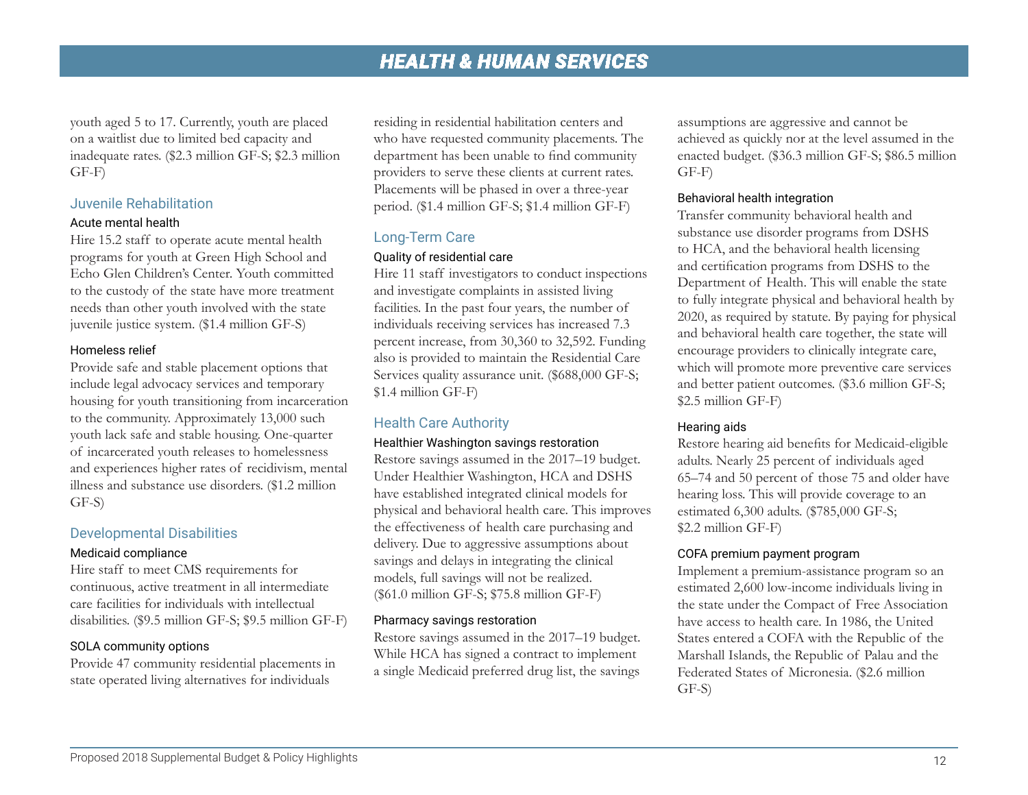youth aged 5 to 17. Currently, youth are placed on a waitlist due to limited bed capacity and inadequate rates. ($2.3 million GF-S; $2.3 million GF-F)

## Juvenile Rehabilitation

### Acute mental health

Hire 15.2 staff to operate acute mental health programs for youth at Green High School and Echo Glen Children's Center. Youth committed to the custody of the state have more treatment needs than other youth involved with the state juvenile justice system. ($1.4 million GF-S)

### Homeless relief

Provide safe and stable placement options that include legal advocacy services and temporary housing for youth transitioning from incarceration to the community. Approximately 13,000 such youth lack safe and stable housing. One-quarter of incarcerated youth releases to homelessness and experiences higher rates of recidivism, mental illness and substance use disorders. ($1.2 million GF-S)

## Developmental Disabilities

### Medicaid compliance

Hire staff to meet CMS requirements for continuous, active treatment in all intermediate care facilities for individuals with intellectual disabilities. ($9.5 million GF-S; $9.5 million GF-F)

### SOLA community options

Provide 47 community residential placements in state operated living alternatives for individuals residing in residential habilitation centers and who have requested community placements. The department has been unable to find community providers to serve these clients at current rates. Placements will be phased in over a three-year period. ($1.4 million GF-S; $1.4 million GF-F)

## Long-Term Care

### Quality of residential care

Hire 11 staff investigators to conduct inspections and investigate complaints in assisted living facilities. In the past four years, the number of individuals receiving services has increased 7.3 percent increase, from 30,360 to 32,592. Funding also is provided to maintain the Residential Care Services quality assurance unit. ($688,000 GF-S; $1.4 million GF-F)

## Health Care Authority

### Healthier Washington savings restoration

Restore savings assumed in the 2017–19 budget. Under Healthier Washington, HCA and DSHS have established integrated clinical models for physical and behavioral health care. This improves the effectiveness of health care purchasing and delivery. Due to aggressive assumptions about savings and delays in integrating the clinical models, full savings will not be realized. ($61.0 million GF-S; $75.8 million GF-F)

### Pharmacy savings restoration

Restore savings assumed in the 2017–19 budget. While HCA has signed a contract to implement a single Medicaid preferred drug list, the savings assumptions are aggressive and cannot be achieved as quickly nor at the level assumed in the enacted budget. ($36.3 million GF-S; $86.5 million GF-F)

### Behavioral health integration

Transfer community behavioral health and substance use disorder programs from DSHS to HCA, and the behavioral health licensing and certification programs from DSHS to the Department of Health. This will enable the state to fully integrate physical and behavioral health by 2020, as required by statute. By paying for physical and behavioral health care together, the state will encourage providers to clinically integrate care, which will promote more preventive care services and better patient outcomes. ($3.6 million GF-S; $2.5 million GF-F)

### Hearing aids

Restore hearing aid benefits for Medicaid-eligible adults. Nearly 25 percent of individuals aged 65–74 and 50 percent of those 75 and older have hearing loss. This will provide coverage to an estimated 6,300 adults. ($785,000 GF-S; $2.2 million GF-F)

### COFA premium payment program

Implement a premium-assistance program so an estimated 2,600 low-income individuals living in the state under the Compact of Free Association have access to health care. In 1986, the United States entered a COFA with the Republic of the Marshall Islands, the Republic of Palau and the Federated States of Micronesia. ($2.6 million GF-S)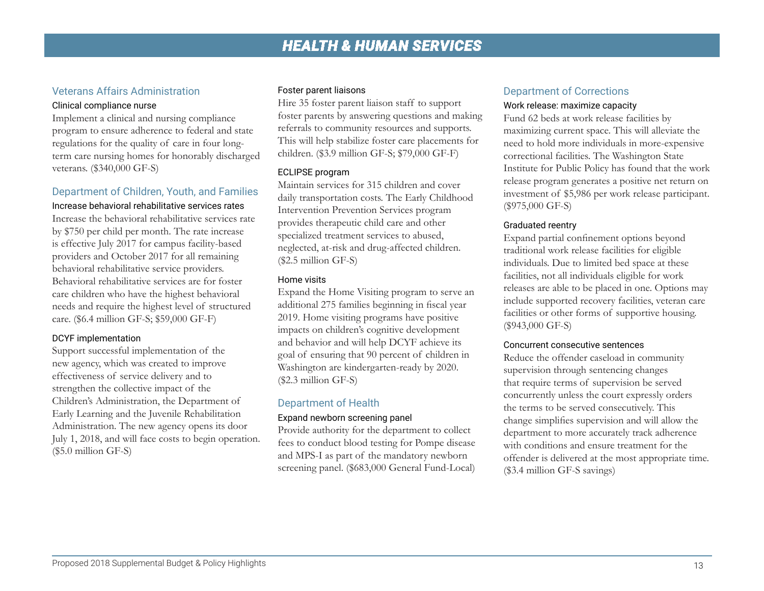# HEALTH & HUMAN SERVICES

## Veterans Affairs Administration

### Clinical compliance nurse

Implement a clinical and nursing compliance program to ensure adherence to federal and state regulations for the quality of care in four long-term care nursing homes for honorably discharged veterans. ($340,000 GF-S)

## Department of Children, Youth, and Families

### Increase behavioral rehabilitative services rates

Increase the behavioral rehabilitative services rate by $750 per child per month. The rate increase is effective July 2017 for campus facility-based providers and October 2017 for all remaining behavioral rehabilitative service providers. Behavioral rehabilitative services are for foster care children who have the highest behavioral needs and require the highest level of structured care. ($6.4 million GF-S; $59,000 GF-F)

### DCYF implementation

Support successful implementation of the new agency, which was created to improve effectiveness of service delivery and to strengthen the collective impact of the Children's Administration, the Department of Early Learning and the Juvenile Rehabilitation Administration. The new agency opens its door July 1, 2018, and will face costs to begin operation. ($5.0 million GF-S)

### Foster parent liaisons

Hire 35 foster parent liaison staff to support foster parents by answering questions and making referrals to community resources and supports. This will help stabilize foster care placements for children. ($3.9 million GF-S; $79,000 GF-F)

### ECLIPSE program

Maintain services for 315 children and cover daily transportation costs. The Early Childhood Intervention Prevention Services program provides therapeutic child care and other specialized treatment services to abused, neglected, at-risk and drug-affected children. ($2.5 million GF-S)

### Home visits

Expand the Home Visiting program to serve an additional 275 families beginning in fiscal year 2019. Home visiting programs have positive impacts on children's cognitive development and behavior and will help DCYF achieve its goal of ensuring that 90 percent of children in Washington are kindergarten-ready by 2020. ($2.3 million GF-S)

## Department of Health

### Expand newborn screening panel

Provide authority for the department to collect fees to conduct blood testing for Pompe disease and MPS-I as part of the mandatory newborn screening panel. ($683,000 General Fund-Local)

## Department of Corrections

### Work release: maximize capacity

Fund 62 beds at work release facilities by maximizing current space. This will alleviate the need to hold more individuals in more-expensive correctional facilities. The Washington State Institute for Public Policy has found that the work release program generates a positive net return on investment of $5,986 per work release participant. ($975,000 GF-S)

### Graduated reentry

Expand partial confinement options beyond traditional work release facilities for eligible individuals. Due to limited bed space at these facilities, not all individuals eligible for work releases are able to be placed in one. Options may include supported recovery facilities, veteran care facilities or other forms of supportive housing. ($943,000 GF-S)

### Concurrent consecutive sentences

Reduce the offender caseload in community supervision through sentencing changes that require terms of supervision be served concurrently unless the court expressly orders the terms to be served consecutively. This change simplifies supervision and will allow the department to more accurately track adherence with conditions and ensure treatment for the offender is delivered at the most appropriate time. ($3.4 million GF-S savings)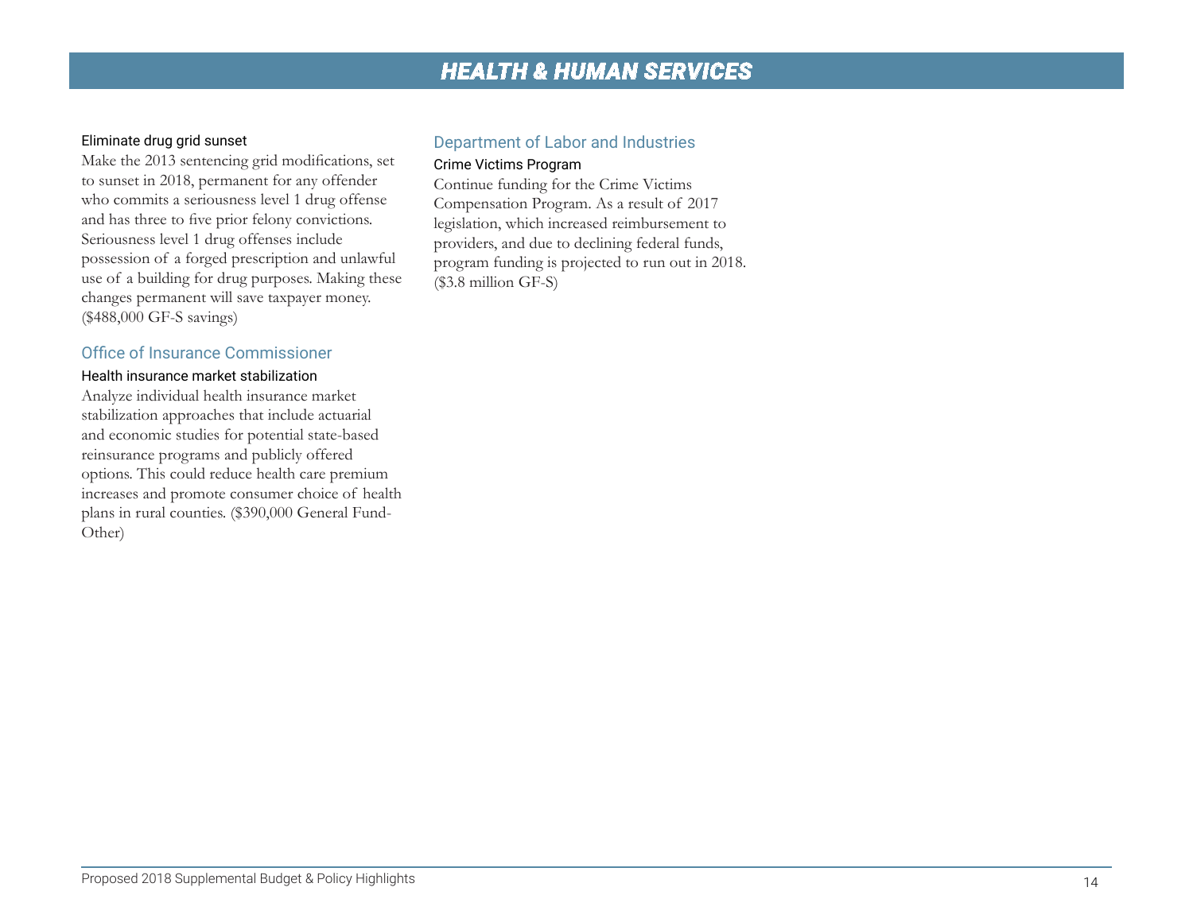# HEALTH & HUMAN SERVICES

#### Eliminate drug grid sunset

Make the 2013 sentencing grid modifications, set to sunset in 2018, permanent for any offender who commits a seriousness level 1 drug offense and has three to five prior felony convictions. Seriousness level 1 drug offenses include possession of a forged prescription and unlawful use of a building for drug purposes. Making these changes permanent will save taxpayer money. ($488,000 GF-S savings)

### Office of Insurance Commissioner

#### Health insurance market stabilization

Analyze individual health insurance market stabilization approaches that include actuarial and economic studies for potential state-based reinsurance programs and publicly offered options. This could reduce health care premium increases and promote consumer choice of health plans in rural counties. ($390,000 General Fund-Other)

### Department of Labor and Industries

#### Crime Victims Program

Continue funding for the Crime Victims Compensation Program. As a result of 2017 legislation, which increased reimbursement to providers, and due to declining federal funds, program funding is projected to run out in 2018. ($3.8 million GF-S)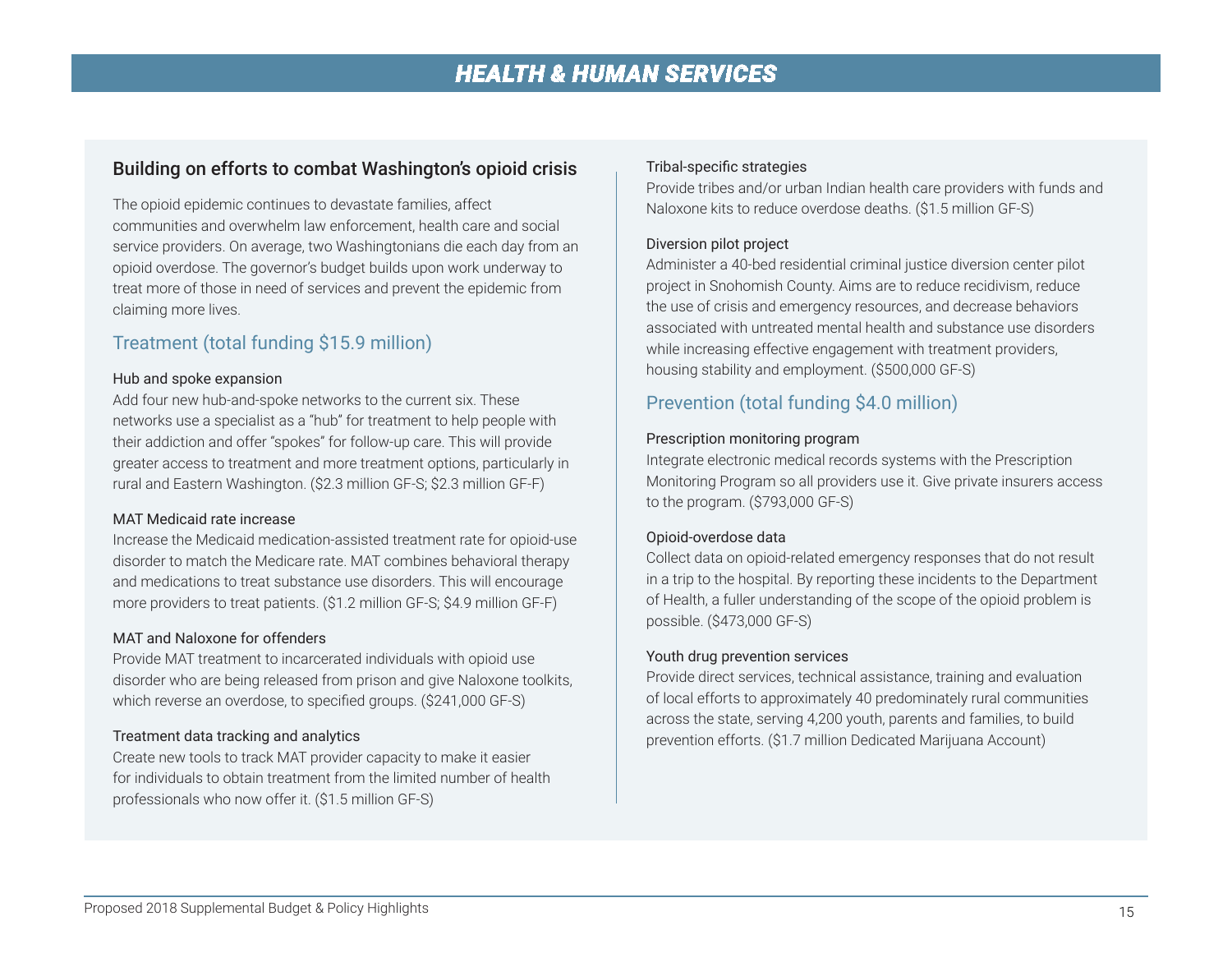# HEALTH & HUMAN SERVICES

## Building on efforts to combat Washington's opioid crisis

The opioid epidemic continues to devastate families, affect communities and overwhelm law enforcement, health care and social service providers. On average, two Washingtonians die each day from an opioid overdose. The governor's budget builds upon work underway to treat more of those in need of services and prevent the epidemic from claiming more lives.

### Treatment (total funding $15.9 million)

**Hub and spoke expansion**
Add four new hub-and-spoke networks to the current six. These networks use a specialist as a "hub" for treatment to help people with their addiction and offer "spokes" for follow-up care. This will provide greater access to treatment and more treatment options, particularly in rural and Eastern Washington. ($2.3 million GF-S; $2.3 million GF-F)

**MAT Medicaid rate increase**
Increase the Medicaid medication-assisted treatment rate for opioid-use disorder to match the Medicare rate. MAT combines behavioral therapy and medications to treat substance use disorders. This will encourage more providers to treat patients. ($1.2 million GF-S; $4.9 million GF-F)

**MAT and Naloxone for offenders**
Provide MAT treatment to incarcerated individuals with opioid use disorder who are being released from prison and give Naloxone toolkits, which reverse an overdose, to specified groups. ($241,000 GF-S)

**Treatment data tracking and analytics**
Create new tools to track MAT provider capacity to make it easier for individuals to obtain treatment from the limited number of health professionals who now offer it. ($1.5 million GF-S)

**Tribal-specific strategies**
Provide tribes and/or urban Indian health care providers with funds and Naloxone kits to reduce overdose deaths. ($1.5 million GF-S)

**Diversion pilot project**
Administer a 40-bed residential criminal justice diversion center pilot project in Snohomish County. Aims are to reduce recidivism, reduce the use of crisis and emergency resources, and decrease behaviors associated with untreated mental health and substance use disorders while increasing effective engagement with treatment providers, housing stability and employment. ($500,000 GF-S)

### Prevention (total funding $4.0 million)

**Prescription monitoring program**
Integrate electronic medical records systems with the Prescription Monitoring Program so all providers use it. Give private insurers access to the program. ($793,000 GF-S)

**Opioid-overdose data**
Collect data on opioid-related emergency responses that do not result in a trip to the hospital. By reporting these incidents to the Department of Health, a fuller understanding of the scope of the opioid problem is possible. ($473,000 GF-S)

**Youth drug prevention services**
Provide direct services, technical assistance, training and evaluation of local efforts to approximately 40 predominately rural communities across the state, serving 4,200 youth, parents and families, to build prevention efforts. ($1.7 million Dedicated Marijuana Account)